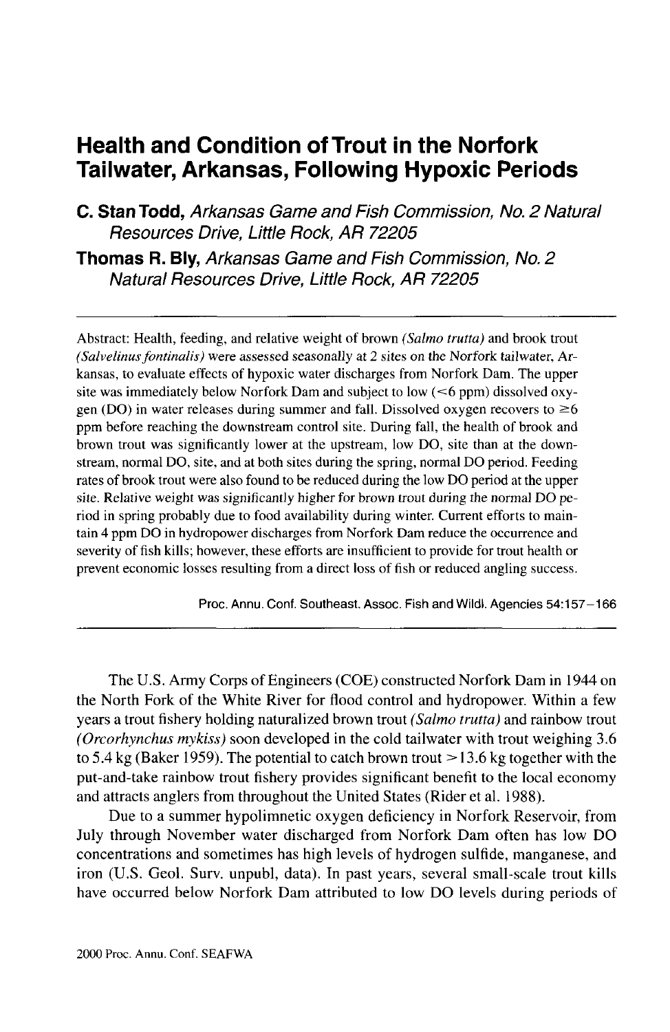# Health and Condition of Trout in the Norfork Tailwater, Arkansas, Following Hypoxic Periods

**C. Stan Todd,** *Arkansas Game and Fish Commission, No. 2 Natural Resources Drive, Little Rock, AR 72205*

**Thomas R. Bly,** *Arkansas Game and Fish Commission, No. 2 Natural Resources Drive, Little Rock, AR 72205*

---

Abstract: Health, feeding, and relative weight of brown *(Salmo trutta)* and brook trout *(Salvelinus fontinalis)* were assessed seasonally at 2 sites on the Norfork tailwater, Arkansas, to evaluate effects of hypoxic water discharges from Norfork Dam. The upper site was immediately below Norfork Dam and subject to low (<6 ppm) dissolved oxygen (DO) in water releases during summer and fall. Dissolved oxygen recovers to ≥6 ppm before reaching the downstream control site. During fall, the health of brook and brown trout was significantly lower at the upstream, low DO, site than at the downstream, normal DO, site, and at both sites during the spring, normal DO period. Feeding rates of brook trout were also found to be reduced during the low DO period at the upper site. Relative weight was significantly higher for brown trout during the normal DO period in spring probably due to food availability during winter. Current efforts to maintain 4 ppm DO in hydropower discharges from Norfork Dam reduce the occurrence and severity of fish kills; however, these efforts are insufficient to provide for trout health or prevent economic losses resulting from a direct loss of fish or reduced angling success.

Proc. Annu. Conf. Southeast. Assoc. Fish and Wildl. Agencies 54:157–166

---

The U.S. Army Corps of Engineers (COE) constructed Norfork Dam in 1944 on the North Fork of the White River for flood control and hydropower. Within a few years a trout fishery holding naturalized brown trout *(Salmo trutta)* and rainbow trout *(Orcorhynchus mykiss)* soon developed in the cold tailwater with trout weighing 3.6 to 5.4 kg (Baker 1959). The potential to catch brown trout >13.6 kg together with the put-and-take rainbow trout fishery provides significant benefit to the local economy and attracts anglers from throughout the United States (Rider et al. 1988).

Due to a summer hypolimnetic oxygen deficiency in Norfork Reservoir, from July through November water discharged from Norfork Dam often has low DO concentrations and sometimes has high levels of hydrogen sulfide, manganese, and iron (U.S. Geol. Surv. unpubl, data). In past years, several small-scale trout kills have occurred below Norfork Dam attributed to low DO levels during periods of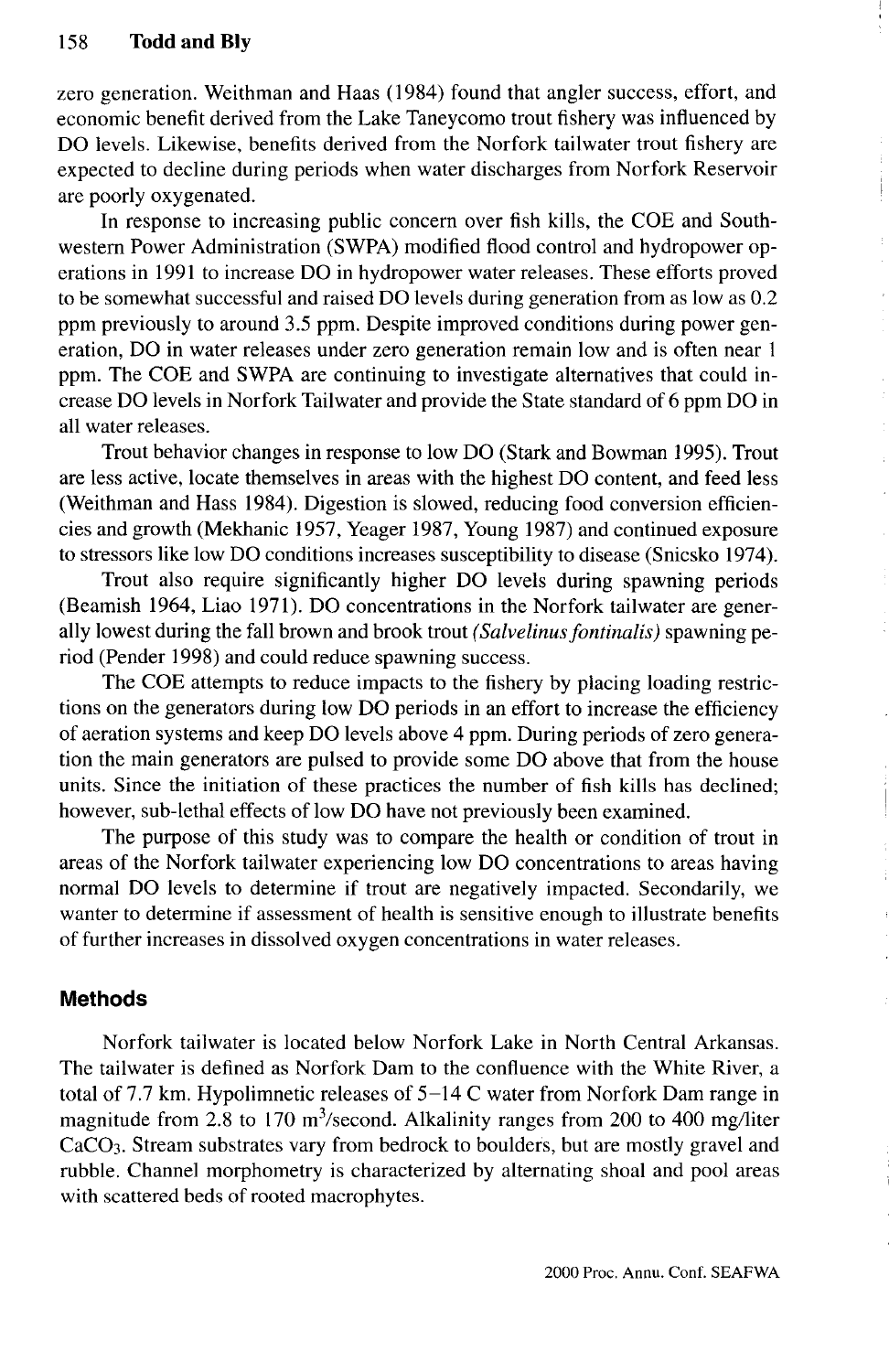zero generation. Weithman and Haas (1984) found that angler success, effort, and economic benefit derived from the Lake Taneycomo trout fishery was influenced by DO levels. Likewise, benefits derived from the Norfork tailwater trout fishery are expected to decline during periods when water discharges from Norfork Reservoir are poorly oxygenated.

In response to increasing public concern over fish kills, the COE and Southwestern Power Administration (SWPA) modified flood control and hydropower operations in 1991 to increase DO in hydropower water releases. These efforts proved to be somewhat successful and raised DO levels during generation from as low as 0.2 ppm previously to around 3.5 ppm. Despite improved conditions during power generation, DO in water releases under zero generation remain low and is often near 1 ppm. The COE and SWPA are continuing to investigate alternatives that could increase DO levels in Norfork Tailwater and provide the State standard of 6 ppm DO in all water releases.

Trout behavior changes in response to low DO (Stark and Bowman 1995). Trout are less active, locate themselves in areas with the highest DO content, and feed less (Weithman and Hass 1984). Digestion is slowed, reducing food conversion efficiencies and growth (Mekhanic 1957, Yeager 1987, Young 1987) and continued exposure to stressors like low DO conditions increases susceptibility to disease (Snicsko 1974).

Trout also require significantly higher DO levels during spawning periods (Beamish 1964, Liao 1971). DO concentrations in the Norfork tailwater are generally lowest during the fall brown and brook trout *(Salvelinus fontinalis)* spawning period (Pender 1998) and could reduce spawning success.

The COE attempts to reduce impacts to the fishery by placing loading restrictions on the generators during low DO periods in an effort to increase the efficiency of aeration systems and keep DO levels above 4 ppm. During periods of zero generation the main generators are pulsed to provide some DO above that from the house units. Since the initiation of these practices the number of fish kills has declined; however, sub-lethal effects of low DO have not previously been examined.

The purpose of this study was to compare the health or condition of trout in areas of the Norfork tailwater experiencing low DO concentrations to areas having normal DO levels to determine if trout are negatively impacted. Secondarily, we wanter to determine if assessment of health is sensitive enough to illustrate benefits of further increases in dissolved oxygen concentrations in water releases.

## Methods

Norfork tailwater is located below Norfork Lake in North Central Arkansas. The tailwater is defined as Norfork Dam to the confluence with the White River, a total of 7.7 km. Hypolimnetic releases of 5–14 C water from Norfork Dam range in magnitude from 2.8 to 170 $m^3$/second. Alkalinity ranges from 200 to 400 mg/liter $CaCO_3$. Stream substrates vary from bedrock to boulders, but are mostly gravel and rubble. Channel morphometry is characterized by alternating shoal and pool areas with scattered beds of rooted macrophytes.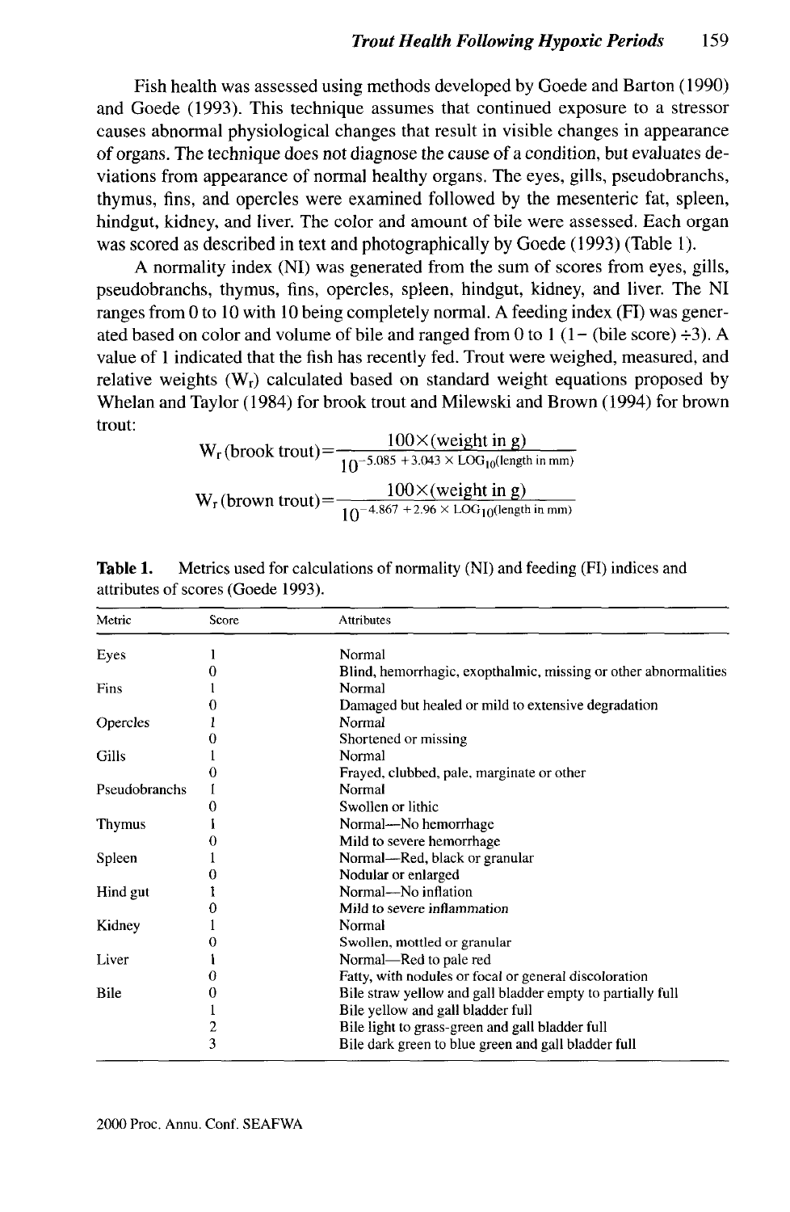Fish health was assessed using methods developed by Goede and Barton (1990) and Goede (1993). This technique assumes that continued exposure to a stressor causes abnormal physiological changes that result in visible changes in appearance of organs. The technique does not diagnose the cause of a condition, but evaluates deviations from appearance of normal healthy organs. The eyes, gills, pseudobranchs, thymus, fins, and opercles were examined followed by the mesenteric fat, spleen, hindgut, kidney, and liver. The color and amount of bile were assessed. Each organ was scored as described in text and photographically by Goede (1993) (Table 1).

A normality index (NI) was generated from the sum of scores from eyes, gills, pseudobranchs, thymus, fins, opercles, spleen, hindgut, kidney, and liver. The NI ranges from 0 to 10 with 10 being completely normal. A feeding index (FI) was generated based on color and volume of bile and ranged from 0 to 1 (1 − (bile score) ÷3). A value of 1 indicated that the fish has recently fed. Trout were weighed, measured, and relative weights ($W_r$) calculated based on standard weight equations proposed by Whelan and Taylor (1984) for brook trout and Milewski and Brown (1994) for brown trout:

$$W_r\,(\text{brook trout}) = \frac{100 \times (\text{weight in g})}{10^{-5.085 + 3.043 \times \text{LOG}_{10}(\text{length in mm})}}$$

$$W_r\,(\text{brown trout}) = \frac{100 \times (\text{weight in g})}{10^{-4.867 + 2.96 \times \text{LOG}_{10}(\text{length in mm})}}$$

**Table 1.** Metrics used for calculations of normality (NI) and feeding (FI) indices and attributes of scores (Goede 1993).

| Metric | Score | Attributes |
|---|---|---|
| Eyes | 1 | Normal |
| | 0 | Blind, hemorrhagic, exopthalmic, missing or other abnormalities |
| Fins | 1 | Normal |
| | 0 | Damaged but healed or mild to extensive degradation |
| Opercles | 1 | Normal |
| | 0 | Shortened or missing |
| Gills | 1 | Normal |
| | 0 | Frayed, clubbed, pale, marginate or other |
| Pseudobranchs | 1 | Normal |
| | 0 | Swollen or lithic |
| Thymus | 1 | Normal—No hemorrhage |
| | 0 | Mild to severe hemorrhage |
| Spleen | 1 | Normal—Red, black or granular |
| | 0 | Nodular or enlarged |
| Hind gut | 1 | Normal—No inflation |
| | 0 | Mild to severe inflammation |
| Kidney | 1 | Normal |
| | 0 | Swollen, mottled or granular |
| Liver | 1 | Normal—Red to pale red |
| | 0 | Fatty, with nodules or focal or general discoloration |
| Bile | 0 | Bile straw yellow and gall bladder empty to partially full |
| | 1 | Bile yellow and gall bladder full |
| | 2 | Bile light to grass-green and gall bladder full |
| | 3 | Bile dark green to blue green and gall bladder full |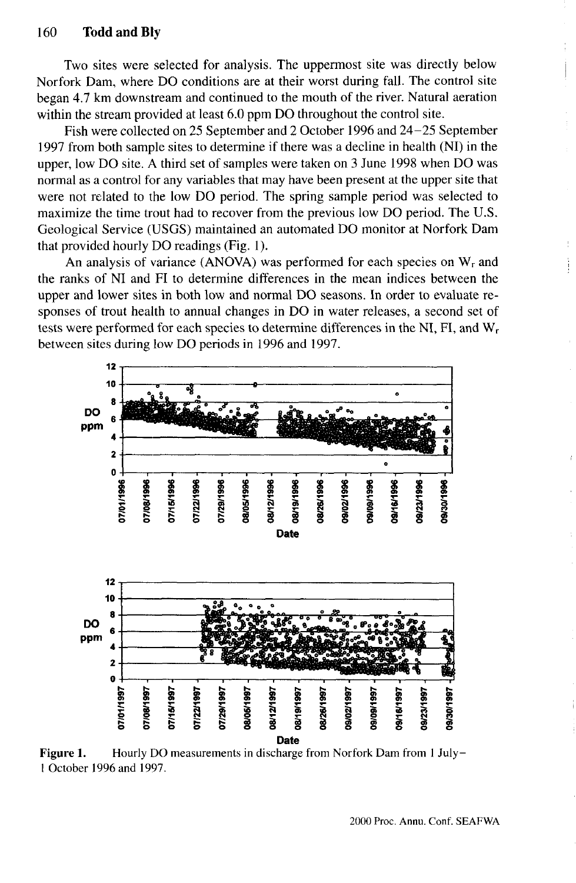Two sites were selected for analysis. The uppermost site was directly below Norfork Dam, where DO conditions are at their worst during fall. The control site began 4.7 km downstream and continued to the mouth of the river. Natural aeration within the stream provided at least 6.0 ppm DO throughout the control site.

Fish were collected on 25 September and 2 October 1996 and 24–25 September 1997 from both sample sites to determine if there was a decline in health (NI) in the upper, low DO site. A third set of samples were taken on 3 June 1998 when DO was normal as a control for any variables that may have been present at the upper site that were not related to the low DO period. The spring sample period was selected to maximize the time trout had to recover from the previous low DO period. The U.S. Geological Service (USGS) maintained an automated DO monitor at Norfork Dam that provided hourly DO readings (Fig. 1).

An analysis of variance (ANOVA) was performed for each species on $W_r$ and the ranks of NI and FI to determine differences in the mean indices between the upper and lower sites in both low and normal DO seasons. In order to evaluate responses of trout health to annual changes in DO in water releases, a second set of tests were performed for each species to determine differences in the NI, FI, and $W_r$ between sites during low DO periods in 1996 and 1997.

**Figure 1.** Hourly DO measurements in discharge from Norfork Dam from 1 July–1 October 1996 and 1997.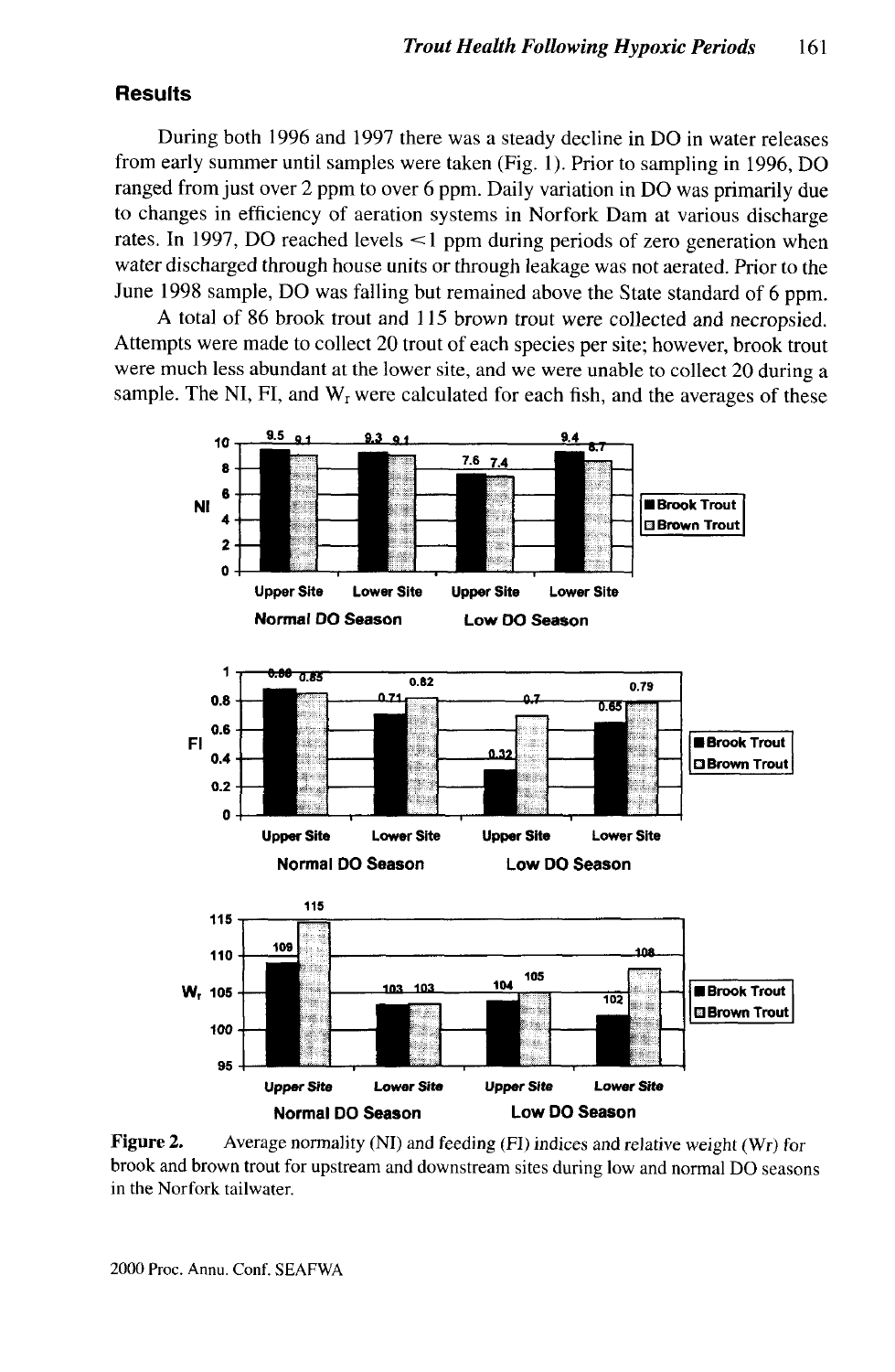## Results

During both 1996 and 1997 there was a steady decline in DO in water releases from early summer until samples were taken (Fig. 1). Prior to sampling in 1996, DO ranged from just over 2 ppm to over 6 ppm. Daily variation in DO was primarily due to changes in efficiency of aeration systems in Norfork Dam at various discharge rates. In 1997, DO reached levels <1 ppm during periods of zero generation when water discharged through house units or through leakage was not aerated. Prior to the June 1998 sample, DO was falling but remained above the State standard of 6 ppm.

A total of 86 brook trout and 115 brown trout were collected and necropsied. Attempts were made to collect 20 trout of each species per site; however, brook trout were much less abundant at the lower site, and we were unable to collect 20 during a sample. The NI, FI, and $W_r$ were calculated for each fish, and the averages of these

**Figure 2.** Average normality (NI) and feeding (FI) indices and relative weight (Wr) for brook and brown trout for upstream and downstream sites during low and normal DO seasons in the Norfork tailwater.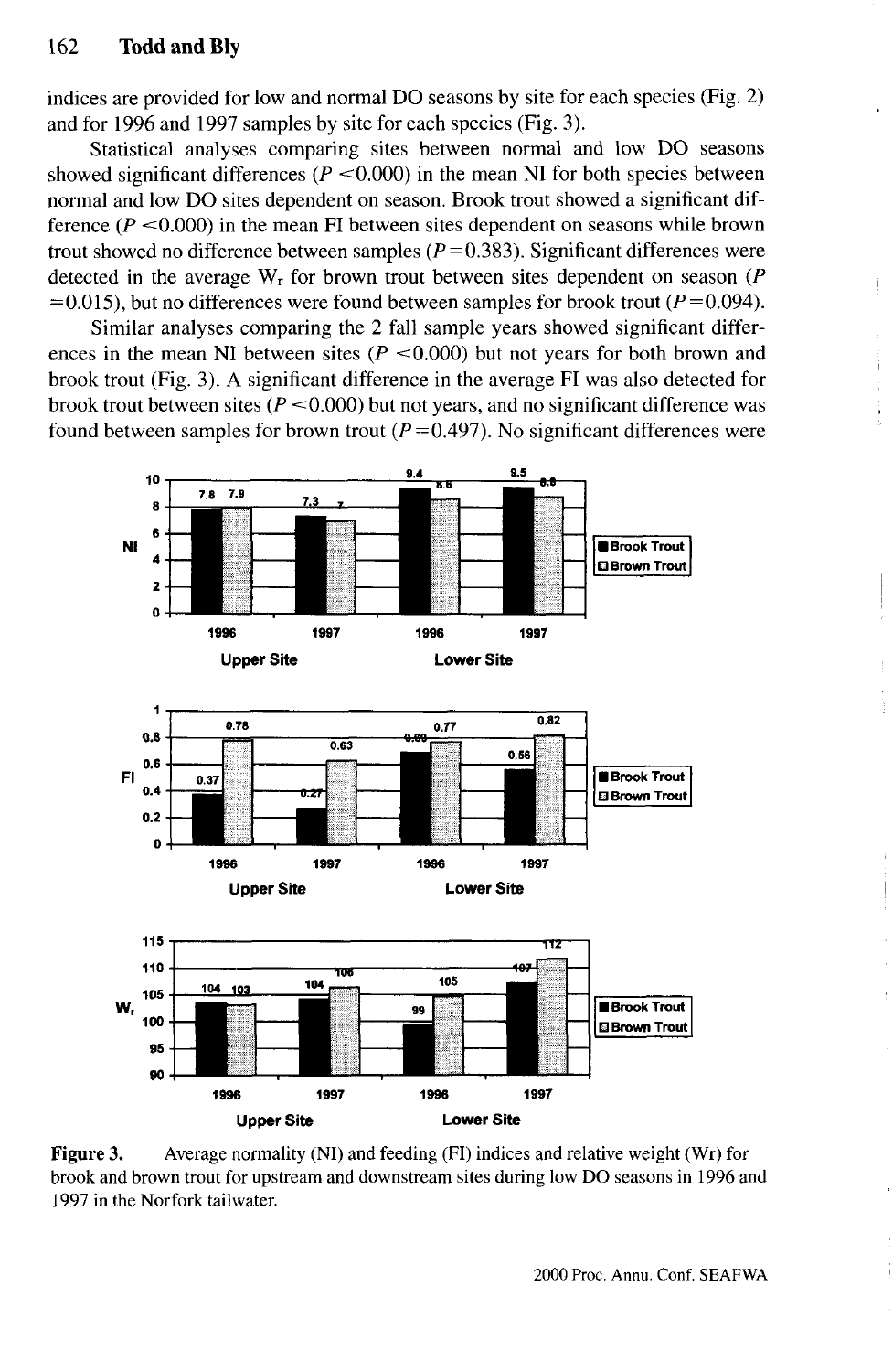indices are provided for low and normal DO seasons by site for each species (Fig. 2) and for 1996 and 1997 samples by site for each species (Fig. 3).

Statistical analyses comparing sites between normal and low DO seasons showed significant differences ($P < 0.000$) in the mean NI for both species between normal and low DO sites dependent on season. Brook trout showed a significant difference ($P < 0.000$) in the mean FI between sites dependent on seasons while brown trout showed no difference between samples ($P = 0.383$). Significant differences were detected in the average $W_r$ for brown trout between sites dependent on season ($P = 0.015$), but no differences were found between samples for brook trout ($P = 0.094$).

Similar analyses comparing the 2 fall sample years showed significant differences in the mean NI between sites ($P < 0.000$) but not years for both brown and brook trout (Fig. 3). A significant difference in the average FI was also detected for brook trout between sites ($P < 0.000$) but not years, and no significant difference was found between samples for brown trout ($P = 0.497$). No significant differences were

**Figure 3.** Average normality (NI) and feeding (FI) indices and relative weight (Wr) for brook and brown trout for upstream and downstream sites during low DO seasons in 1996 and 1997 in the Norfork tailwater.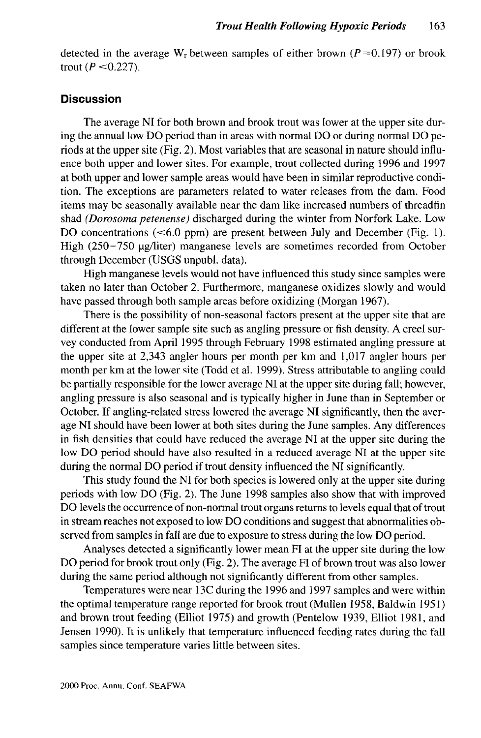detected in the average $W_r$ between samples of either brown ($P = 0.197$) or brook trout ($P < 0.227$).

## Discussion

The average NI for both brown and brook trout was lower at the upper site during the annual low DO period than in areas with normal DO or during normal DO periods at the upper site (Fig. 2). Most variables that are seasonal in nature should influence both upper and lower sites. For example, trout collected during 1996 and 1997 at both upper and lower sample areas would have been in similar reproductive condition. The exceptions are parameters related to water releases from the dam. Food items may be seasonally available near the dam like increased numbers of threadfin shad *(Dorosoma petenense)* discharged during the winter from Norfork Lake. Low DO concentrations (<6.0 ppm) are present between July and December (Fig. 1). High (250–750 µg/liter) manganese levels are sometimes recorded from October through December (USGS unpubl. data).

High manganese levels would not have influenced this study since samples were taken no later than October 2. Furthermore, manganese oxidizes slowly and would have passed through both sample areas before oxidizing (Morgan 1967).

There is the possibility of non-seasonal factors present at the upper site that are different at the lower sample site such as angling pressure or fish density. A creel survey conducted from April 1995 through February 1998 estimated angling pressure at the upper site at 2,343 angler hours per month per km and 1,017 angler hours per month per km at the lower site (Todd et al. 1999). Stress attributable to angling could be partially responsible for the lower average NI at the upper site during fall; however, angling pressure is also seasonal and is typically higher in June than in September or October. If angling-related stress lowered the average NI significantly, then the average NI should have been lower at both sites during the June samples. Any differences in fish densities that could have reduced the average NI at the upper site during the low DO period should have also resulted in a reduced average NI at the upper site during the normal DO period if trout density influenced the NI significantly.

This study found the NI for both species is lowered only at the upper site during periods with low DO (Fig. 2). The June 1998 samples also show that with improved DO levels the occurrence of non-normal trout organs returns to levels equal that of trout in stream reaches not exposed to low DO conditions and suggest that abnormalities observed from samples in fall are due to exposure to stress during the low DO period.

Analyses detected a significantly lower mean FI at the upper site during the low DO period for brook trout only (Fig. 2). The average FI of brown trout was also lower during the same period although not significantly different from other samples.

Temperatures were near 13C during the 1996 and 1997 samples and were within the optimal temperature range reported for brook trout (Mullen 1958, Baldwin 1951) and brown trout feeding (Elliot 1975) and growth (Pentelow 1939, Elliot 1981, and Jensen 1990). It is unlikely that temperature influenced feeding rates during the fall samples since temperature varies little between sites.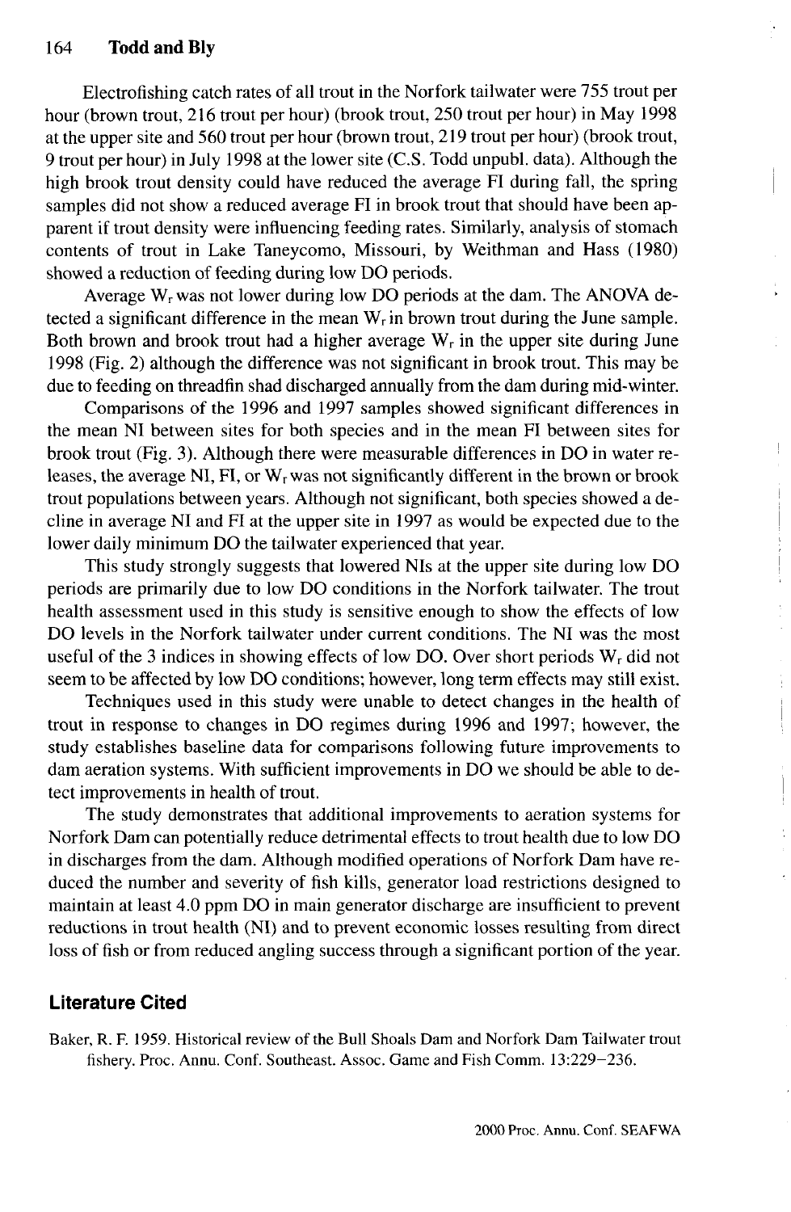Electrofishing catch rates of all trout in the Norfork tailwater were 755 trout per hour (brown trout, 216 trout per hour) (brook trout, 250 trout per hour) in May 1998 at the upper site and 560 trout per hour (brown trout, 219 trout per hour) (brook trout, 9 trout per hour) in July 1998 at the lower site (C.S. Todd unpubl. data). Although the high brook trout density could have reduced the average FI during fall, the spring samples did not show a reduced average FI in brook trout that should have been apparent if trout density were influencing feeding rates. Similarly, analysis of stomach contents of trout in Lake Taneycomo, Missouri, by Weithman and Hass (1980) showed a reduction of feeding during low DO periods.

Average $W_r$ was not lower during low DO periods at the dam. The ANOVA detected a significant difference in the mean $W_r$ in brown trout during the June sample. Both brown and brook trout had a higher average $W_r$ in the upper site during June 1998 (Fig. 2) although the difference was not significant in brook trout. This may be due to feeding on threadfin shad discharged annually from the dam during mid-winter.

Comparisons of the 1996 and 1997 samples showed significant differences in the mean NI between sites for both species and in the mean FI between sites for brook trout (Fig. 3). Although there were measurable differences in DO in water releases, the average NI, FI, or $W_r$ was not significantly different in the brown or brook trout populations between years. Although not significant, both species showed a decline in average NI and FI at the upper site in 1997 as would be expected due to the lower daily minimum DO the tailwater experienced that year.

This study strongly suggests that lowered NIs at the upper site during low DO periods are primarily due to low DO conditions in the Norfork tailwater. The trout health assessment used in this study is sensitive enough to show the effects of low DO levels in the Norfork tailwater under current conditions. The NI was the most useful of the 3 indices in showing effects of low DO. Over short periods $W_r$ did not seem to be affected by low DO conditions; however, long term effects may still exist.

Techniques used in this study were unable to detect changes in the health of trout in response to changes in DO regimes during 1996 and 1997; however, the study establishes baseline data for comparisons following future improvements to dam aeration systems. With sufficient improvements in DO we should be able to detect improvements in health of trout.

The study demonstrates that additional improvements to aeration systems for Norfork Dam can potentially reduce detrimental effects to trout health due to low DO in discharges from the dam. Although modified operations of Norfork Dam have reduced the number and severity of fish kills, generator load restrictions designed to maintain at least 4.0 ppm DO in main generator discharge are insufficient to prevent reductions in trout health (NI) and to prevent economic losses resulting from direct loss of fish or from reduced angling success through a significant portion of the year.

## Literature Cited

Baker, R. F. 1959. Historical review of the Bull Shoals Dam and Norfork Dam Tailwater trout fishery. Proc. Annu. Conf. Southeast. Assoc. Game and Fish Comm. 13:229–236.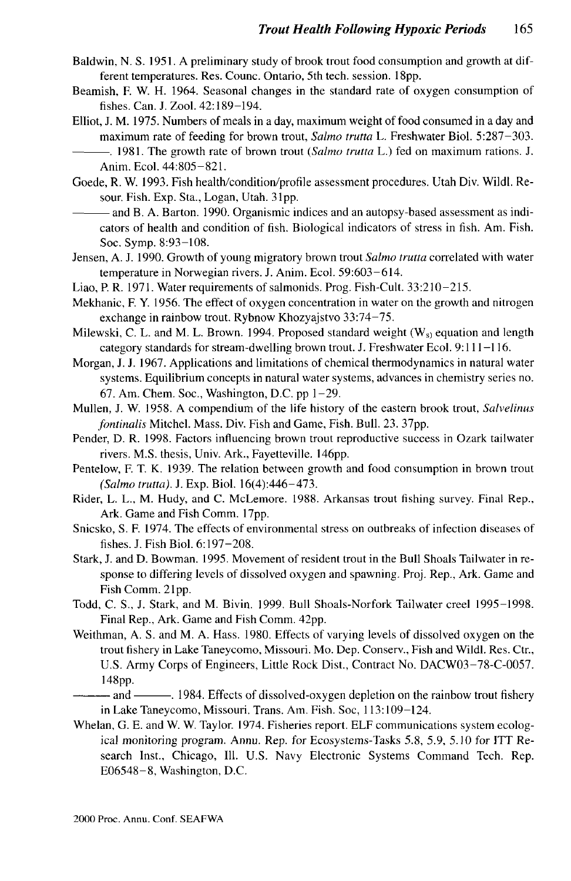Baldwin, N. S. 1951. A preliminary study of brook trout food consumption and growth at different temperatures. Res. Counc. Ontario, 5th tech. session. 18pp.

Beamish, F. W. H. 1964. Seasonal changes in the standard rate of oxygen consumption of fishes. Can. J. Zool. 42:189–194.

Elliot, J. M. 1975. Numbers of meals in a day, maximum weight of food consumed in a day and maximum rate of feeding for brown trout, *Salmo trutta* L. Freshwater Biol. 5:287–303.

———. 1981. The growth rate of brown trout (*Salmo trutta* L.) fed on maximum rations. J. Anim. Ecol. 44:805–821.

Goede, R. W. 1993. Fish health/condition/profile assessment procedures. Utah Div. Wildl. Resour. Fish. Exp. Sta., Logan, Utah. 31pp.

——— and B. A. Barton. 1990. Organismic indices and an autopsy-based assessment as indicators of health and condition of fish. Biological indicators of stress in fish. Am. Fish. Soc. Symp. 8:93–108.

Jensen, A. J. 1990. Growth of young migratory brown trout *Salmo trutta* correlated with water temperature in Norwegian rivers. J. Anim. Ecol. 59:603–614.

Liao, P. R. 1971. Water requirements of salmonids. Prog. Fish-Cult. 33:210–215.

Mekhanic, F. Y. 1956. The effect of oxygen concentration in water on the growth and nitrogen exchange in rainbow trout. Rybnow Khozyajstvo 33:74–75.

Milewski, C. L. and M. L. Brown. 1994. Proposed standard weight ($W_s$) equation and length category standards for stream-dwelling brown trout. J. Freshwater Ecol. 9:111–116.

Morgan, J. J. 1967. Applications and limitations of chemical thermodynamics in natural water systems. Equilibrium concepts in natural water systems, advances in chemistry series no. 67. Am. Chem. Soc., Washington, D.C. pp 1–29.

Mullen, J. W. 1958. A compendium of the life history of the eastern brook trout, *Salvelinus fontinalis* Mitchel. Mass. Div. Fish and Game, Fish. Bull. 23. 37pp.

Pender, D. R. 1998. Factors influencing brown trout reproductive success in Ozark tailwater rivers. M.S. thesis, Univ. Ark., Fayetteville. 146pp.

Pentelow, F. T. K. 1939. The relation between growth and food consumption in brown trout (*Salmo trutta*). J. Exp. Biol. 16(4):446–473.

Rider, L. L., M. Hudy, and C. McLemore. 1988. Arkansas trout fishing survey. Final Rep., Ark. Game and Fish Comm. 17pp.

Snicsko, S. F. 1974. The effects of environmental stress on outbreaks of infection diseases of fishes. J. Fish Biol. 6:197–208.

Stark, J. and D. Bowman. 1995. Movement of resident trout in the Bull Shoals Tailwater in response to differing levels of dissolved oxygen and spawning. Proj. Rep., Ark. Game and Fish Comm. 21pp.

Todd, C. S., J. Stark, and M. Bivin. 1999. Bull Shoals-Norfork Tailwater creel 1995–1998. Final Rep., Ark. Game and Fish Comm. 42pp.

Weithman, A. S. and M. A. Hass. 1980. Effects of varying levels of dissolved oxygen on the trout fishery in Lake Taneycomo, Missouri. Mo. Dep. Conserv., Fish and Wildl. Res. Ctr., U.S. Army Corps of Engineers, Little Rock Dist., Contract No. DACW03–78-C-0057. 148pp.

——— and ———. 1984. Effects of dissolved-oxygen depletion on the rainbow trout fishery in Lake Taneycomo, Missouri. Trans. Am. Fish. Soc, 113:109–124.

Whelan, G. E. and W. W. Taylor. 1974. Fisheries report. ELF communications system ecological monitoring program. Annu. Rep. for Ecosystems-Tasks 5.8, 5.9, 5.10 for ITT Research Inst., Chicago, Ill. U.S. Navy Electronic Systems Command Tech. Rep. E06548–8, Washington, D.C.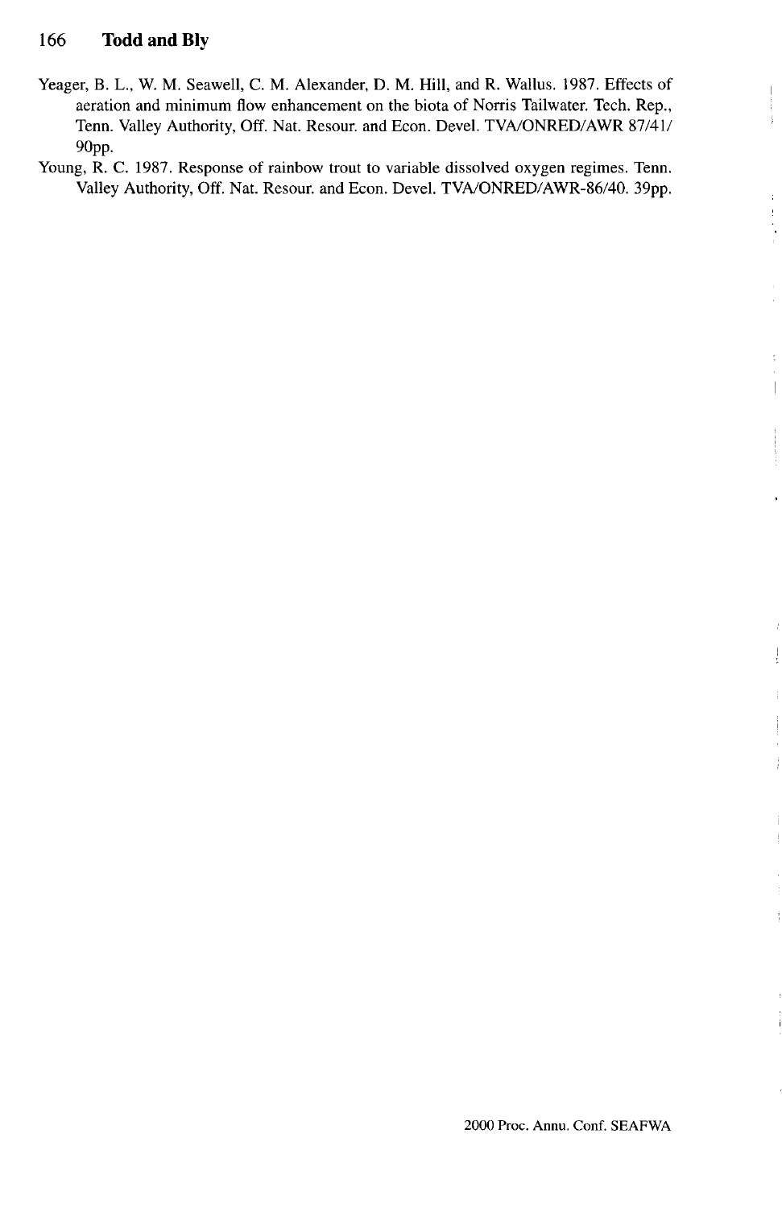Yeager, B. L., W. M. Seawell, C. M. Alexander, D. M. Hill, and R. Wallus. 1987. Effects of aeration and minimum flow enhancement on the biota of Norris Tailwater. Tech. Rep., Tenn. Valley Authority, Off. Nat. Resour. and Econ. Devel. TVA/ONRED/AWR 87/41/ 90pp.

Young, R. C. 1987. Response of rainbow trout to variable dissolved oxygen regimes. Tenn. Valley Authority, Off. Nat. Resour. and Econ. Devel. TVA/ONRED/AWR-86/40. 39pp.